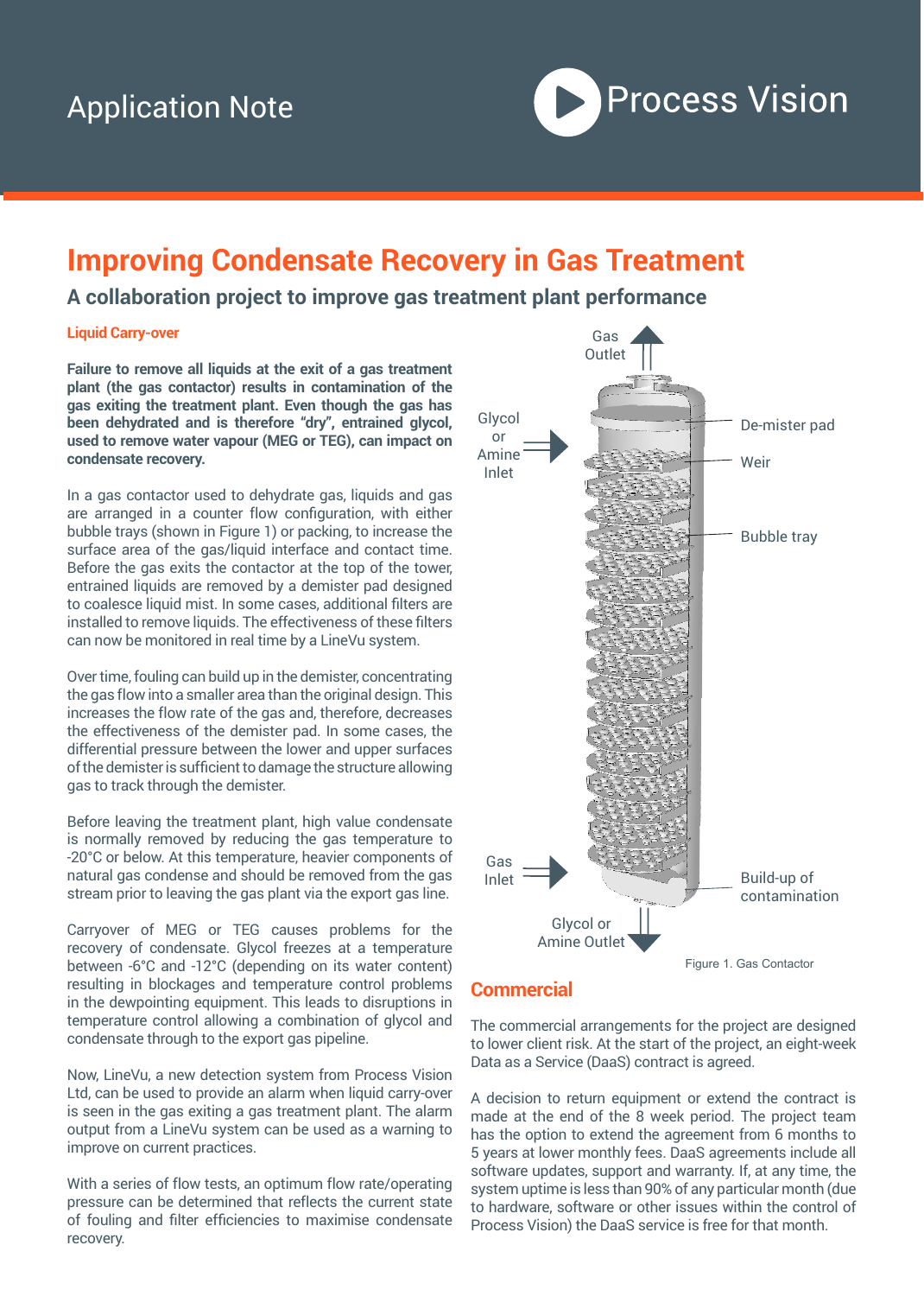Application Note

Process Vision

# Improving Condensate Recovery in Gas Treatment

## A collaboration project to improve gas treatment plant performance

### Liquid Carry-over

**Failure to remove all liquids at the exit of a gas treatment plant (the gas contactor) results in contamination of the gas exiting the treatment plant. Even though the gas has been dehydrated and is therefore "dry", entrained glycol, used to remove water vapour (MEG or TEG), can impact on condensate recovery.**

In a gas contactor used to dehydrate gas, liquids and gas are arranged in a counter flow configuration, with either bubble trays (shown in Figure 1) or packing, to increase the surface area of the gas/liquid interface and contact time. Before the gas exits the contactor at the top of the tower, entrained liquids are removed by a demister pad designed to coalesce liquid mist. In some cases, additional filters are installed to remove liquids. The effectiveness of these filters can now be monitored in real time by a LineVu system.

Over time, fouling can build up in the demister, concentrating the gas flow into a smaller area than the original design. This increases the flow rate of the gas and, therefore, decreases the effectiveness of the demister pad. In some cases, the differential pressure between the lower and upper surfaces of the demister is sufficient to damage the structure allowing gas to track through the demister.

Before leaving the treatment plant, high value condensate is normally removed by reducing the gas temperature to -20°C or below. At this temperature, heavier components of natural gas condense and should be removed from the gas stream prior to leaving the gas plant via the export gas line.

Carryover of MEG or TEG causes problems for the recovery of condensate. Glycol freezes at a temperature between -6°C and -12°C (depending on its water content) resulting in blockages and temperature control problems in the dewpointing equipment. This leads to disruptions in temperature control allowing a combination of glycol and condensate through to the export gas pipeline.

Now, LineVu, a new detection system from Process Vision Ltd, can be used to provide an alarm when liquid carry-over is seen in the gas exiting a gas treatment plant. The alarm output from a LineVu system can be used as a warning to improve on current practices.

With a series of flow tests, an optimum flow rate/operating pressure can be determined that reflects the current state of fouling and filter efficiencies to maximise condensate recovery.

Gas Outlet

Glycol or Amine Inlet

De-mister pad

Weir

Bubble tray

Gas Inlet

Build-up of contamination

Glycol or Amine Outlet

Figure 1. Gas Contactor

### Commercial

The commercial arrangements for the project are designed to lower client risk. At the start of the project, an eight-week Data as a Service (DaaS) contract is agreed.

A decision to return equipment or extend the contract is made at the end of the 8 week period. The project team has the option to extend the agreement from 6 months to 5 years at lower monthly fees. DaaS agreements include all software updates, support and warranty. If, at any time, the system uptime is less than 90% of any particular month (due to hardware, software or other issues within the control of Process Vision) the DaaS service is free for that month.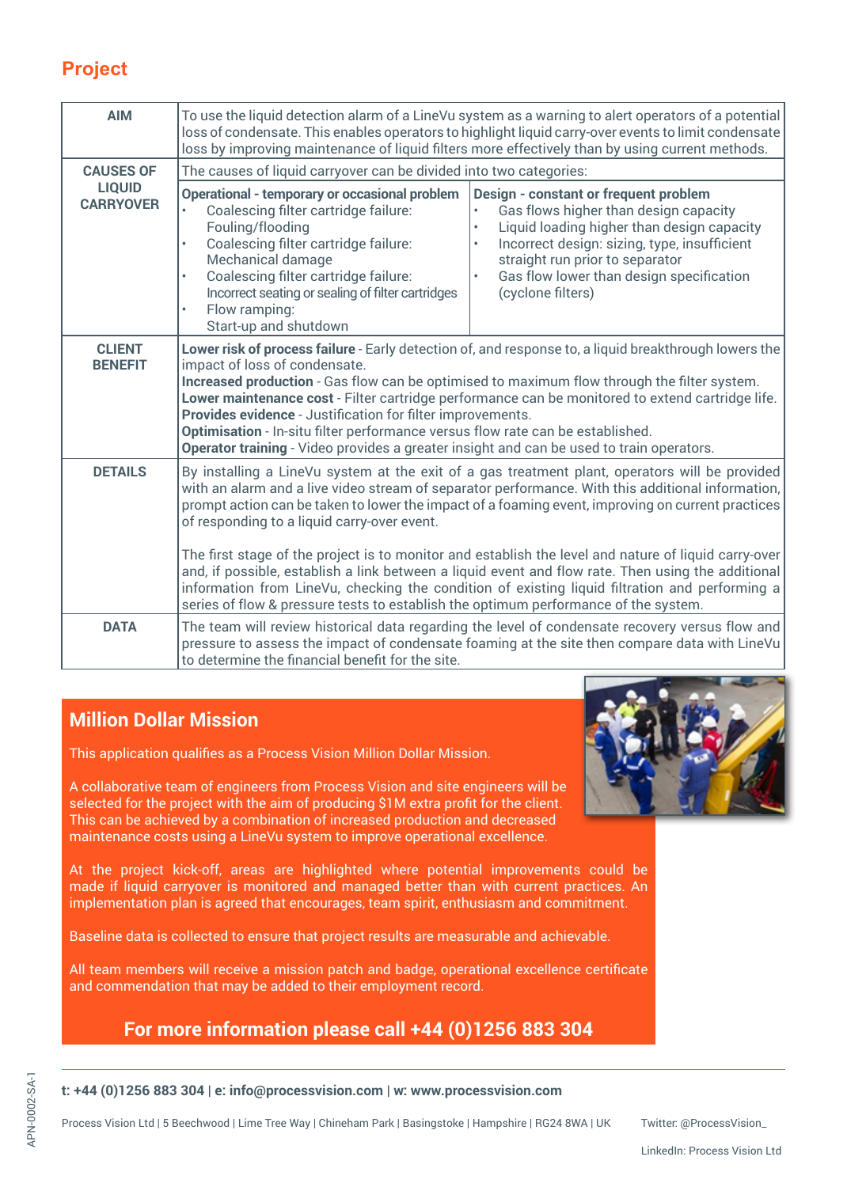## Project

| | | |
|---|---|---|
| **AIM** | To use the liquid detection alarm of a LineVu system as a warning to alert operators of a potential loss of condensate. This enables operators to highlight liquid carry-over events to limit condensate loss by improving maintenance of liquid filters more effectively than by using current methods. | |
| **CAUSES OF LIQUID CARRYOVER** | The causes of liquid carryover can be divided into two categories: | |
| | **Operational - temporary or occasional problem**<br>• Coalescing filter cartridge failure: Fouling/flooding<br>• Coalescing filter cartridge failure: Mechanical damage<br>• Coalescing filter cartridge failure: Incorrect seating or sealing of filter cartridges<br>• Flow ramping: Start-up and shutdown | **Design - constant or frequent problem**<br>• Gas flows higher than design capacity<br>• Liquid loading higher than design capacity<br>• Incorrect design: sizing, type, insufficient straight run prior to separator<br>• Gas flow lower than design specification (cyclone filters) |
| **CLIENT BENEFIT** | **Lower risk of process failure** - Early detection of, and response to, a liquid breakthrough lowers the impact of loss of condensate.<br>**Increased production** - Gas flow can be optimised to maximum flow through the filter system.<br>**Lower maintenance cost** - Filter cartridge performance can be monitored to extend cartridge life.<br>**Provides evidence** - Justification for filter improvements.<br>**Optimisation** - In-situ filter performance versus flow rate can be established.<br>**Operator training** - Video provides a greater insight and can be used to train operators. | |
| **DETAILS** | By installing a LineVu system at the exit of a gas treatment plant, operators will be provided with an alarm and a live video stream of separator performance. With this additional information, prompt action can be taken to lower the impact of a foaming event, improving on current practices of responding to a liquid carry-over event.<br><br>The first stage of the project is to monitor and establish the level and nature of liquid carry-over and, if possible, establish a link between a liquid event and flow rate. Then using the additional information from LineVu, checking the condition of existing liquid filtration and performing a series of flow & pressure tests to establish the optimum performance of the system. | |
| **DATA** | The team will review historical data regarding the level of condensate recovery versus flow and pressure to assess the impact of condensate foaming at the site then compare data with LineVu to determine the financial benefit for the site. | |

## Million Dollar Mission

This application qualifies as a Process Vision Million Dollar Mission.

A collaborative team of engineers from Process Vision and site engineers will be selected for the project with the aim of producing $1M extra profit for the client. This can be achieved by a combination of increased production and decreased maintenance costs using a LineVu system to improve operational excellence.

At the project kick-off, areas are highlighted where potential improvements could be made if liquid carryover is monitored and managed better than with current practices. An implementation plan is agreed that encourages, team spirit, enthusiasm and commitment.

Baseline data is collected to ensure that project results are measurable and achievable.

All team members will receive a mission patch and badge, operational excellence certificate and commendation that may be added to their employment record.

### For more information please call +44 (0)1256 883 304

**t: +44 (0)1256 883 304** | **e: info@processvision.com** | **w: www.processvision.com**

Process Vision Ltd | 5 Beechwood | Lime Tree Way | Chineham Park | Basingstoke | Hampshire | RG24 8WA | UK

Twitter: @ProcessVision_

LinkedIn: Process Vision Ltd

APN-0002-SA-1